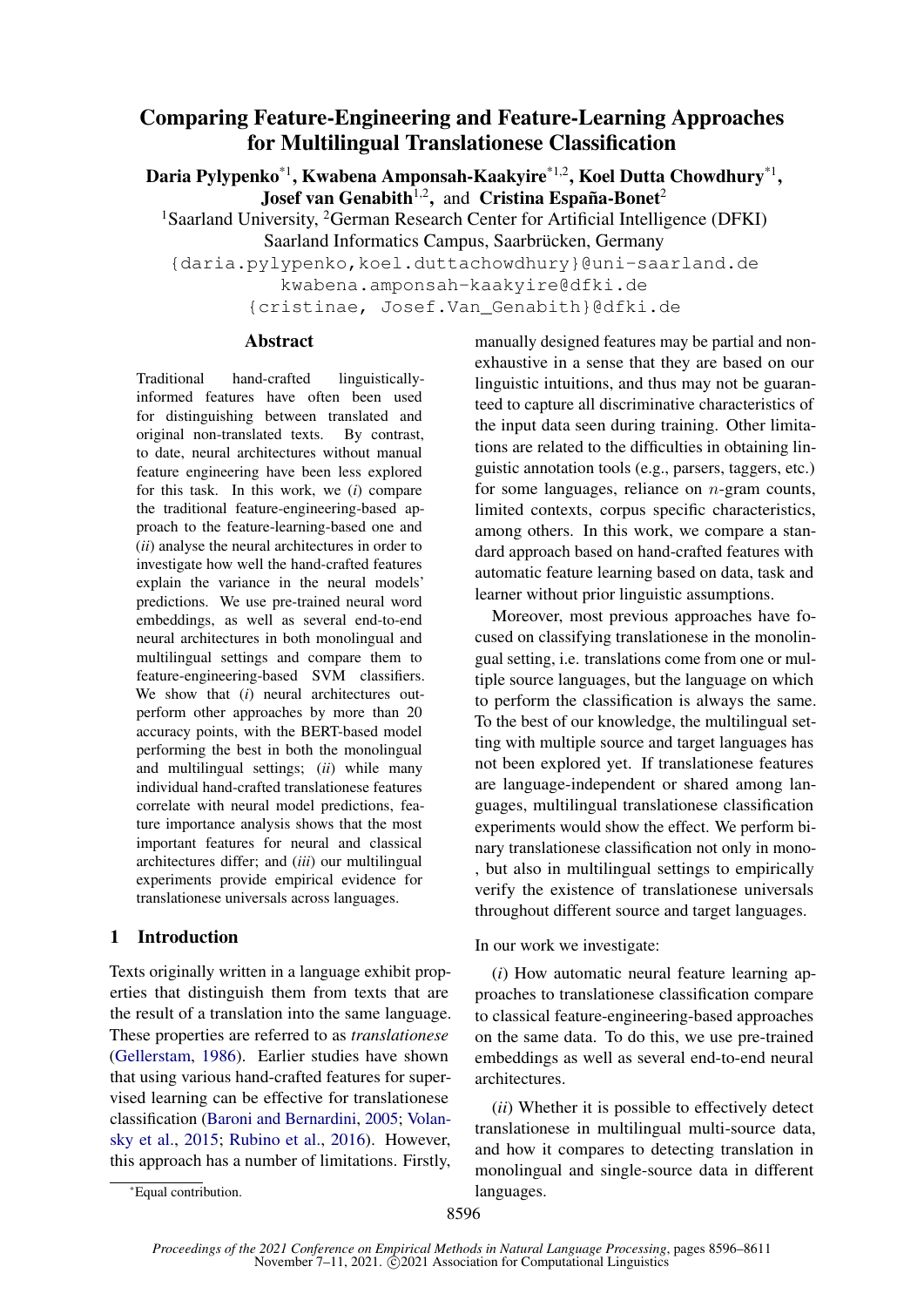# Comparing Feature-Engineering and Feature-Learning Approaches for Multilingual Translationese Classification

**Daria Pylypenko**[*1], **Kwabena Amponsah-Kaakyire**[*1,2], **Koel Dutta Chowdhury**[*1], **Josef van Genabith**[1,2], and **Cristina España-Bonet**[2]

[1]Saarland University, [2]German Research Center for Artificial Intelligence (DFKI)
Saarland Informatics Campus, Saarbrücken, Germany

{daria.pylypenko,koel.duttachowdhury}@uni-saarland.de
kwabena.amponsah-kaakyire@dfki.de
{cristinae, Josef.Van_Genabith}@dfki.de

## Abstract

Traditional hand-crafted linguistically-informed features have often been used for distinguishing between translated and original non-translated texts. By contrast, to date, neural architectures without manual feature engineering have been less explored for this task. In this work, we (*i*) compare the traditional feature-engineering-based approach to the feature-learning-based one and (*ii*) analyse the neural architectures in order to investigate how well the hand-crafted features explain the variance in the neural models' predictions. We use pre-trained neural word embeddings, as well as several end-to-end neural architectures in both monolingual and multilingual settings and compare them to feature-engineering-based SVM classifiers. We show that (*i*) neural architectures outperform other approaches by more than 20 accuracy points, with the BERT-based model performing the best in both the monolingual and multilingual settings; (*ii*) while many individual hand-crafted translationese features correlate with neural model predictions, feature importance analysis shows that the most important features for neural and classical architectures differ; and (*iii*) our multilingual experiments provide empirical evidence for translationese universals across languages.

## 1 Introduction

Texts originally written in a language exhibit properties that distinguish them from texts that are the result of a translation into the same language. These properties are referred to as *translationese* (Gellerstam, 1986). Earlier studies have shown that using various hand-crafted features for supervised learning can be effective for translationese classification (Baroni and Bernardini, 2005; Volansky et al., 2015; Rubino et al., 2016). However, this approach has a number of limitations. Firstly, manually designed features may be partial and non-exhaustive in a sense that they are based on our linguistic intuitions, and thus may not be guaranteed to capture all discriminative characteristics of the input data seen during training. Other limitations are related to the difficulties in obtaining linguistic annotation tools (e.g., parsers, taggers, etc.) for some languages, reliance on $n$-gram counts, limited contexts, corpus specific characteristics, among others. In this work, we compare a standard approach based on hand-crafted features with automatic feature learning based on data, task and learner without prior linguistic assumptions.

Moreover, most previous approaches have focused on classifying translationese in the monolingual setting, i.e. translations come from one or multiple source languages, but the language on which to perform the classification is always the same. To the best of our knowledge, the multilingual setting with multiple source and target languages has not been explored yet. If translationese features are language-independent or shared among languages, multilingual translationese classification experiments would show the effect. We perform binary translationese classification not only in mono-, but also in multilingual settings to empirically verify the existence of translationese universals throughout different source and target languages.

In our work we investigate:

(*i*) How automatic neural feature learning approaches to translationese classification compare to classical feature-engineering-based approaches on the same data. To do this, we use pre-trained embeddings as well as several end-to-end neural architectures.

(*ii*) Whether it is possible to effectively detect translationese in multilingual multi-source data, and how it compares to detecting translation in monolingual and single-source data in different languages.

[*]Equal contribution.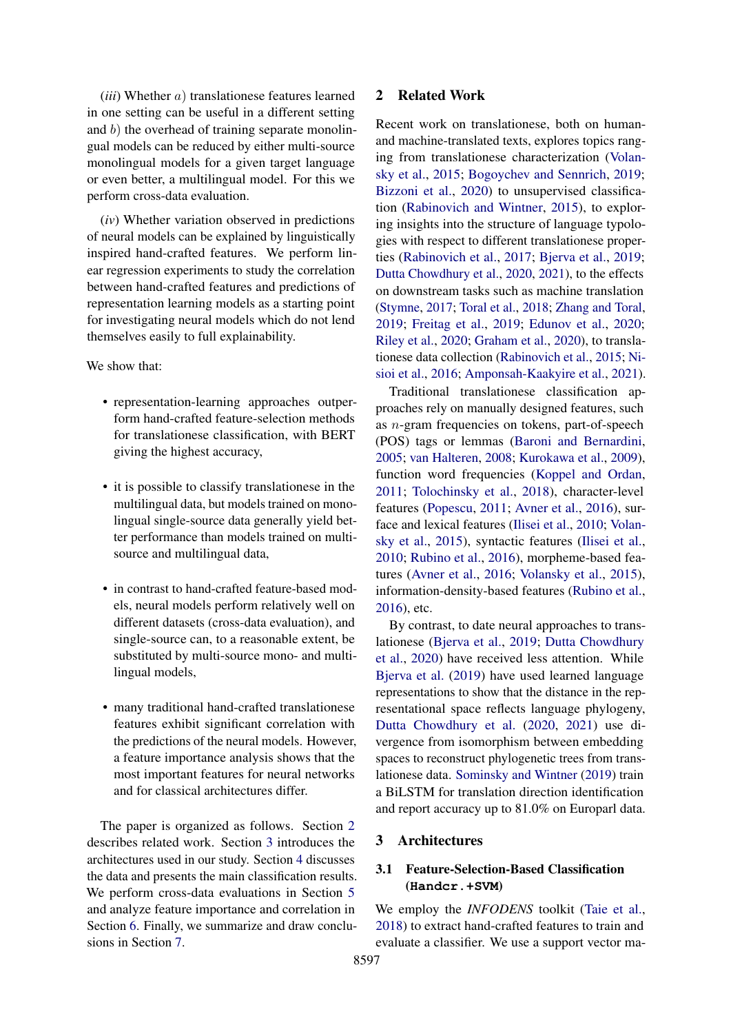(*iii*) Whether *a*) translationese features learned in one setting can be useful in a different setting and *b*) the overhead of training separate monolingual models can be reduced by either multi-source monolingual models for a given target language or even better, a multilingual model. For this we perform cross-data evaluation.

(*iv*) Whether variation observed in predictions of neural models can be explained by linguistically inspired hand-crafted features. We perform linear regression experiments to study the correlation between hand-crafted features and predictions of representation learning models as a starting point for investigating neural models which do not lend themselves easily to full explainability.

We show that:

- representation-learning approaches outperform hand-crafted feature-selection methods for translationese classification, with BERT giving the highest accuracy,
- it is possible to classify translationese in the multilingual data, but models trained on monolingual single-source data generally yield better performance than models trained on multi-source and multilingual data,
- in contrast to hand-crafted feature-based models, neural models perform relatively well on different datasets (cross-data evaluation), and single-source can, to a reasonable extent, be substituted by multi-source mono- and multilingual models,
- many traditional hand-crafted translationese features exhibit significant correlation with the predictions of the neural models. However, a feature importance analysis shows that the most important features for neural networks and for classical architectures differ.

The paper is organized as follows. Section 2 describes related work. Section 3 introduces the architectures used in our study. Section 4 discusses the data and presents the main classification results. We perform cross-data evaluations in Section 5 and analyze feature importance and correlation in Section 6. Finally, we summarize and draw conclusions in Section 7.

## 2 Related Work

Recent work on translationese, both on human- and machine-translated texts, explores topics ranging from translationese characterization (Volansky et al., 2015; Bogoychev and Sennrich, 2019; Bizzoni et al., 2020) to unsupervised classification (Rabinovich and Wintner, 2015), to exploring insights into the structure of language typologies with respect to different translationese properties (Rabinovich et al., 2017; Bjerva et al., 2019; Dutta Chowdhury et al., 2020, 2021), to the effects on downstream tasks such as machine translation (Stymne, 2017; Toral et al., 2018; Zhang and Toral, 2019; Freitag et al., 2019; Edunov et al., 2020; Riley et al., 2020; Graham et al., 2020), to translationese data collection (Rabinovich et al., 2015; Nisioi et al., 2016; Amponsah-Kaakyire et al., 2021).

Traditional translationese classification approaches rely on manually designed features, such as $n$-gram frequencies on tokens, part-of-speech (POS) tags or lemmas (Baroni and Bernardini, 2005; van Halteren, 2008; Kurokawa et al., 2009), function word frequencies (Koppel and Ordan, 2011; Tolochinsky et al., 2018), character-level features (Popescu, 2011; Avner et al., 2016), surface and lexical features (Ilisei et al., 2010; Volansky et al., 2015), syntactic features (Ilisei et al., 2010; Rubino et al., 2016), morpheme-based features (Avner et al., 2016; Volansky et al., 2015), information-density-based features (Rubino et al., 2016), etc.

By contrast, to date neural approaches to translationese (Bjerva et al., 2019; Dutta Chowdhury et al., 2020) have received less attention. While Bjerva et al. (2019) have used learned language representations to show that the distance in the representational space reflects language phylogeny, Dutta Chowdhury et al. (2020, 2021) use divergence from isomorphism between embedding spaces to reconstruct phylogenetic trees from translationese data. Sominsky and Wintner (2019) train a BiLSTM for translation direction identification and report accuracy up to 81.0% on Europarl data.

## 3 Architectures

### 3.1 Feature-Selection-Based Classification (`Handcr.+SVM`)

We employ the *INFODENS* toolkit (Taie et al., 2018) to extract hand-crafted features to train and evaluate a classifier. We use a support vector ma-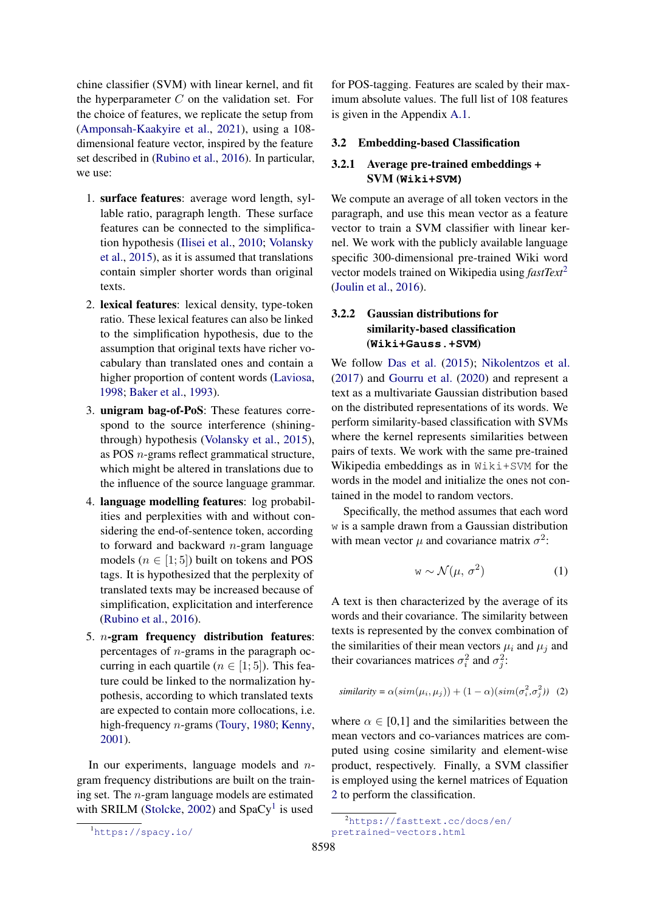chine classifier (SVM) with linear kernel, and fit the hyperparameter $C$ on the validation set. For the choice of features, we replicate the setup from (Amponsah-Kaakyire et al., 2021), using a 108-dimensional feature vector, inspired by the feature set described in (Rubino et al., 2016). In particular, we use:

1. **surface features**: average word length, syllable ratio, paragraph length. These surface features can be connected to the simplification hypothesis (Ilisei et al., 2010; Volansky et al., 2015), as it is assumed that translations contain simpler shorter words than original texts.
2. **lexical features**: lexical density, type-token ratio. These lexical features can also be linked to the simplification hypothesis, due to the assumption that original texts have richer vocabulary than translated ones and contain a higher proportion of content words (Laviosa, 1998; Baker et al., 1993).
3. **unigram bag-of-PoS**: These features correspond to the source interference (shining-through) hypothesis (Volansky et al., 2015), as POS $n$-grams reflect grammatical structure, which might be altered in translations due to the influence of the source language grammar.
4. **language modelling features**: log probabilities and perplexities with and without considering the end-of-sentence token, according to forward and backward $n$-gram language models ($n \in [1; 5]$) built on tokens and POS tags. It is hypothesized that the perplexity of translated texts may be increased because of simplification, explicitation and interference (Rubino et al., 2016).
5. **$n$-gram frequency distribution features**: percentages of $n$-grams in the paragraph occurring in each quartile ($n \in [1; 5]$). This feature could be linked to the normalization hypothesis, according to which translated texts are expected to contain more collocations, i.e. high-frequency $n$-grams (Toury, 1980; Kenny, 2001).

In our experiments, language models and $n$-gram frequency distributions are built on the training set. The $n$-gram language models are estimated with SRILM (Stolcke, 2002) and SpaCy[1] is used for POS-tagging. Features are scaled by their maximum absolute values. The full list of 108 features is given in the Appendix A.1.

[1] https://spacy.io/

## 3.2 Embedding-based Classification

### 3.2.1 Average pre-trained embeddings + SVM (`Wiki+SVM`)

We compute an average of all token vectors in the paragraph, and use this mean vector as a feature vector to train a SVM classifier with linear kernel. We work with the publicly available language specific 300-dimensional pre-trained Wiki word vector models trained on Wikipedia using *fastText*[2] (Joulin et al., 2016).

### 3.2.2 Gaussian distributions for similarity-based classification (`Wiki+Gauss.+SVM`)

We follow Das et al. (2015); Nikolentzos et al. (2017) and Gourru et al. (2020) and represent a text as a multivariate Gaussian distribution based on the distributed representations of its words. We perform similarity-based classification with SVMs where the kernel represents similarities between pairs of texts. We work with the same pre-trained Wikipedia embeddings as in `Wiki+SVM` for the words in the model and initialize the ones not contained in the model to random vectors.

Specifically, the method assumes that each word `w` is a sample drawn from a Gaussian distribution with mean vector $\mu$ and covariance matrix $\sigma^2$:

$$\mathtt{w} \sim \mathcal{N}(\mu, \sigma^2) \tag{1}$$

A text is then characterized by the average of its words and their covariance. The similarity between texts is represented by the convex combination of the similarities of their mean vectors $\mu_i$ and $\mu_j$ and their covariances matrices $\sigma_i^2$ and $\sigma_j^2$:

$$\textit{similarity} = \alpha(sim(\mu_i, \mu_j)) + (1-\alpha)(sim(\sigma_i^2, \sigma_j^2)) \tag{2}$$

where $\alpha \in [0,1]$ and the similarities between the mean vectors and co-variances matrices are computed using cosine similarity and element-wise product, respectively. Finally, a SVM classifier is employed using the kernel matrices of Equation 2 to perform the classification.

[2] https://fasttext.cc/docs/en/pretrained-vectors.html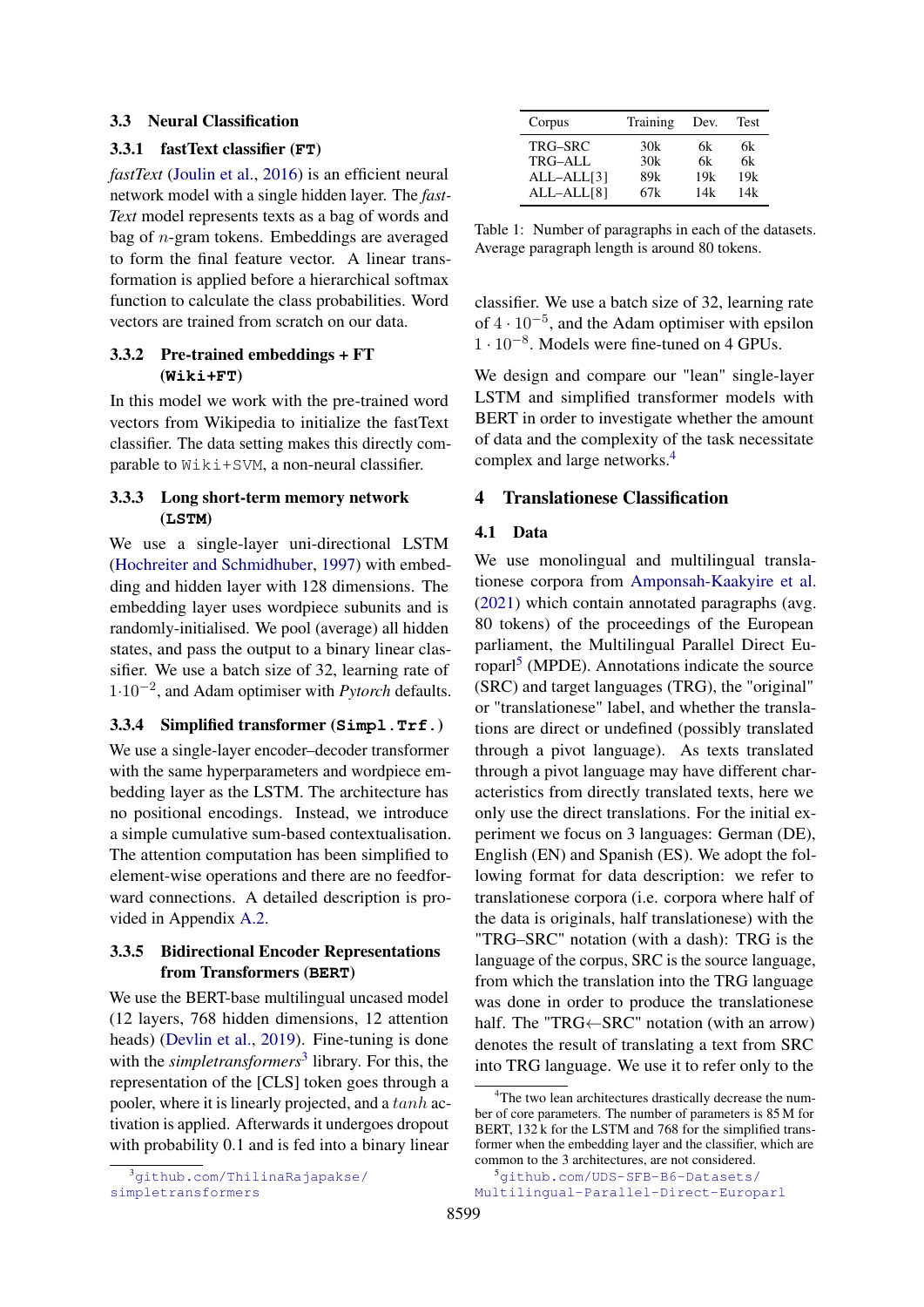### 3.3 Neural Classification

#### 3.3.1 fastText classifier (FT)

*fastText* (Joulin et al., 2016) is an efficient neural network model with a single hidden layer. The *fastText* model represents texts as a bag of words and bag of $n$-gram tokens. Embeddings are averaged to form the final feature vector. A linear transformation is applied before a hierarchical softmax function to calculate the class probabilities. Word vectors are trained from scratch on our data.

#### 3.3.2 Pre-trained embeddings + FT (Wiki+FT)

In this model we work with the pre-trained word vectors from Wikipedia to initialize the fastText classifier. The data setting makes this directly comparable to Wiki+SVM, a non-neural classifier.

#### 3.3.3 Long short-term memory network (LSTM)

We use a single-layer uni-directional LSTM (Hochreiter and Schmidhuber, 1997) with embedding and hidden layer with 128 dimensions. The embedding layer uses wordpiece subunits and is randomly-initialised. We pool (average) all hidden states, and pass the output to a binary linear classifier. We use a batch size of 32, learning rate of $1{\cdot}10^{-2}$, and Adam optimiser with *Pytorch* defaults.

#### 3.3.4 Simplified transformer (Simpl.Trf.)

We use a single-layer encoder–decoder transformer with the same hyperparameters and wordpiece embedding layer as the LSTM. The architecture has no positional encodings. Instead, we introduce a simple cumulative sum-based contextualisation. The attention computation has been simplified to element-wise operations and there are no feedforward connections. A detailed description is provided in Appendix A.2.

#### 3.3.5 Bidirectional Encoder Representations from Transformers (BERT)

We use the BERT-base multilingual uncased model (12 layers, 768 hidden dimensions, 12 attention heads) (Devlin et al., 2019). Fine-tuning is done with the *simpletransformers*[3] library. For this, the representation of the [CLS] token goes through a pooler, where it is linearly projected, and a $tanh$ activation is applied. Afterwards it undergoes dropout with probability 0.1 and is fed into a binary linear classifier. We use a batch size of 32, learning rate of $4 \cdot 10^{-5}$, and the Adam optimiser with epsilon $1 \cdot 10^{-8}$. Models were fine-tuned on 4 GPUs.

We design and compare our "lean" single-layer LSTM and simplified transformer models with BERT in order to investigate whether the amount of data and the complexity of the task necessitate complex and large networks.[4]

| Corpus | Training | Dev. | Test |
|---|---|---|---|
| TRG–SRC | 30k | 6k | 6k |
| TRG–ALL | 30k | 6k | 6k |
| ALL–ALL[3] | 89k | 19k | 19k |
| ALL–ALL[8] | 67k | 14k | 14k |

Table 1: Number of paragraphs in each of the datasets. Average paragraph length is around 80 tokens.

## 4 Translationese Classification

### 4.1 Data

We use monolingual and multilingual translationese corpora from Amponsah-Kaakyire et al. (2021) which contain annotated paragraphs (avg. 80 tokens) of the proceedings of the European parliament, the Multilingual Parallel Direct Europarl[5] (MPDE). Annotations indicate the source (SRC) and target languages (TRG), the "original" or "translationese" label, and whether the translations are direct or undefined (possibly translated through a pivot language). As texts translated through a pivot language may have different characteristics from directly translated texts, here we only use the direct translations. For the initial experiment we focus on 3 languages: German (DE), English (EN) and Spanish (ES). We adopt the following format for data description: we refer to translationese corpora (i.e. corpora where half of the data is originals, half translationese) with the "TRG–SRC" notation (with a dash): TRG is the language of the corpus, SRC is the source language, from which the translation into the TRG language was done in order to produce the translationese half. The "TRG←SRC" notation (with an arrow) denotes the result of translating a text from SRC into TRG language. We use it to refer only to the

[3] github.com/ThilinaRajapakse/simpletransformers

[4] The two lean architectures drastically decrease the number of core parameters. The number of parameters is 85 M for BERT, 132 k for the LSTM and 768 for the simplified transformer when the embedding layer and the classifier, which are common to the 3 architectures, are not considered.

[5] github.com/UDS-SFB-B6-Datasets/Multilingual-Parallel-Direct-Europarl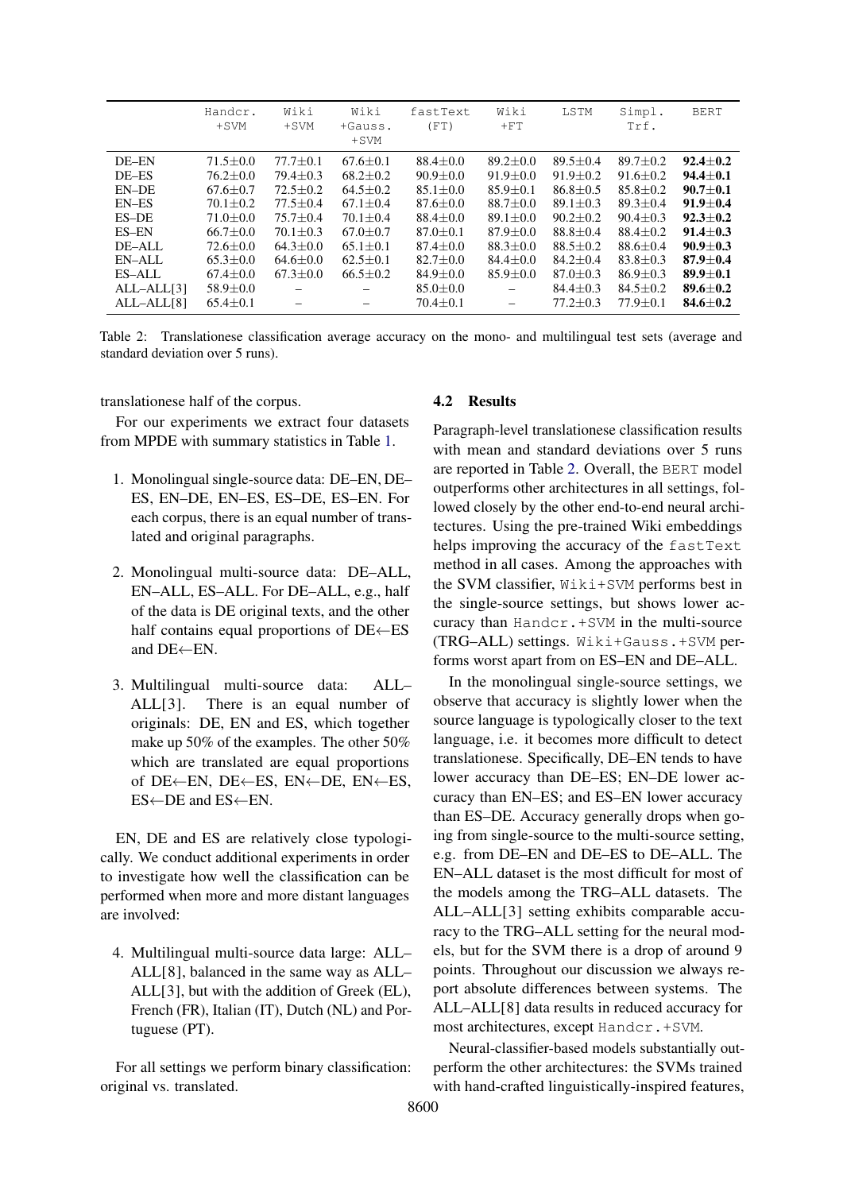| | Handcr. +SVM | Wiki +SVM | Wiki +Gauss. +SVM | fastText (FT) | Wiki +FT | LSTM | Simpl. Trf. | BERT |
|---|---|---|---|---|---|---|---|---|
| DE–EN | 71.5±0.0 | 77.7±0.1 | 67.6±0.1 | 88.4±0.0 | 89.2±0.0 | 89.5±0.4 | 89.7±0.2 | **92.4±0.2** |
| DE–ES | 76.2±0.0 | 79.4±0.3 | 68.2±0.2 | 90.9±0.0 | 91.9±0.0 | 91.9±0.2 | 91.6±0.2 | **94.4±0.1** |
| EN–DE | 67.6±0.7 | 72.5±0.2 | 64.5±0.2 | 85.1±0.0 | 85.9±0.1 | 86.8±0.5 | 85.8±0.2 | **90.7±0.1** |
| EN–ES | 70.1±0.2 | 77.5±0.4 | 67.1±0.4 | 87.6±0.0 | 88.7±0.0 | 89.1±0.3 | 89.3±0.4 | **91.9±0.4** |
| ES–DE | 71.0±0.0 | 75.7±0.4 | 70.1±0.4 | 88.4±0.0 | 89.1±0.0 | 90.2±0.2 | 90.4±0.3 | **92.3±0.2** |
| ES–EN | 66.7±0.0 | 70.1±0.3 | 67.0±0.7 | 87.0±0.1 | 87.9±0.0 | 88.8±0.4 | 88.4±0.2 | **91.4±0.3** |
| DE–ALL | 72.6±0.0 | 64.3±0.0 | 65.1±0.1 | 87.4±0.0 | 88.3±0.0 | 88.5±0.2 | 88.6±0.4 | **90.9±0.3** |
| EN–ALL | 65.3±0.0 | 64.6±0.0 | 62.5±0.1 | 82.7±0.0 | 84.4±0.0 | 84.2±0.4 | 83.8±0.3 | **87.9±0.4** |
| ES–ALL | 67.4±0.0 | 67.3±0.0 | 66.5±0.2 | 84.9±0.0 | 85.9±0.0 | 87.0±0.3 | 86.9±0.3 | **89.9±0.1** |
| ALL–ALL[3] | 58.9±0.0 | – | – | 85.0±0.0 | – | 84.4±0.3 | 84.5±0.2 | **89.6±0.2** |
| ALL–ALL[8] | 65.4±0.1 | – | – | 70.4±0.1 | – | 77.2±0.3 | 77.9±0.1 | **84.6±0.2** |

Table 2: Translationese classification average accuracy on the mono- and multilingual test sets (average and standard deviation over 5 runs).

translationese half of the corpus.

For our experiments we extract four datasets from MPDE with summary statistics in Table 1.

1. Monolingual single-source data: DE–EN, DE–ES, EN–DE, EN–ES, ES–DE, ES–EN. For each corpus, there is an equal number of translated and original paragraphs.

2. Monolingual multi-source data: DE–ALL, EN–ALL, ES–ALL. For DE–ALL, e.g., half of the data is DE original texts, and the other half contains equal proportions of DE←ES and DE←EN.

3. Multilingual multi-source data: ALL–ALL[3]. There is an equal number of originals: DE, EN and ES, which together make up 50% of the examples. The other 50% which are translated are equal proportions of DE←EN, DE←ES, EN←DE, EN←ES, ES←DE and ES←EN.

EN, DE and ES are relatively close typologically. We conduct additional experiments in order to investigate how well the classification can be performed when more and more distant languages are involved:

4. Multilingual multi-source data large: ALL–ALL[8], balanced in the same way as ALL–ALL[3], but with the addition of Greek (EL), French (FR), Italian (IT), Dutch (NL) and Portuguese (PT).

For all settings we perform binary classification: original vs. translated.

### 4.2 Results

Paragraph-level translationese classification results with mean and standard deviations over 5 runs are reported in Table 2. Overall, the BERT model outperforms other architectures in all settings, followed closely by the other end-to-end neural architectures. Using the pre-trained Wiki embeddings helps improving the accuracy of the fastText method in all cases. Among the approaches with the SVM classifier, Wiki+SVM performs best in the single-source settings, but shows lower accuracy than Handcr.+SVM in the multi-source (TRG–ALL) settings. Wiki+Gauss.+SVM performs worst apart from on ES–EN and DE–ALL.

In the monolingual single-source settings, we observe that accuracy is slightly lower when the source language is typologically closer to the text language, i.e. it becomes more difficult to detect translationese. Specifically, DE–EN tends to have lower accuracy than DE–ES; EN–DE lower accuracy than EN–ES; and ES–EN lower accuracy than ES–DE. Accuracy generally drops when going from single-source to the multi-source setting, e.g. from DE–EN and DE–ES to DE–ALL. The EN–ALL dataset is the most difficult for most of the models among the TRG–ALL datasets. The ALL–ALL[3] setting exhibits comparable accuracy to the TRG–ALL setting for the neural models, but for the SVM there is a drop of around 9 points. Throughout our discussion we always report absolute differences between systems. The ALL–ALL[8] data results in reduced accuracy for most architectures, except Handcr.+SVM.

Neural-classifier-based models substantially outperform the other architectures: the SVMs trained with hand-crafted linguistically-inspired features,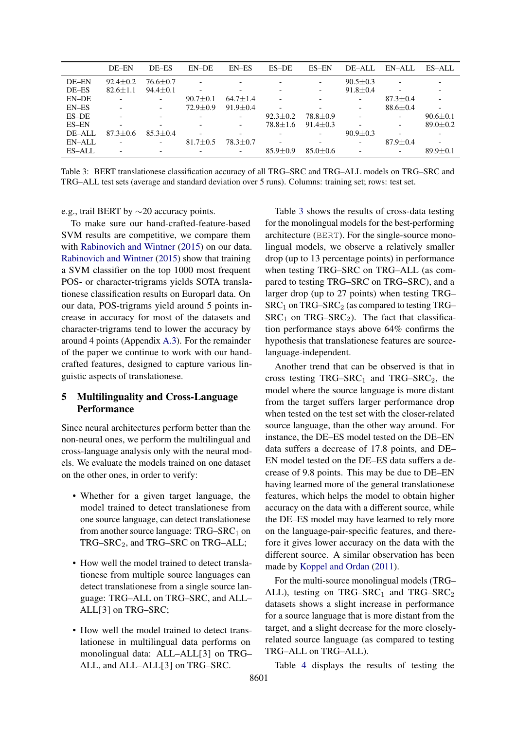| | DE–EN | DE–ES | EN–DE | EN–ES | ES–DE | ES–EN | DE–ALL | EN–ALL | ES–ALL |
|---|---|---|---|---|---|---|---|---|---|
| DE–EN | 92.4±0.2 | 76.6±0.7 | - | - | - | - | 90.5±0.3 | - | - |
| DE–ES | 82.6±1.1 | 94.4±0.1 | - | - | - | - | 91.8±0.4 | - | - |
| EN–DE | - | - | 90.7±0.1 | 64.7±1.4 | - | - | - | 87.3±0.4 | - |
| EN–ES | - | - | 72.9±0.9 | 91.9±0.4 | - | - | - | 88.6±0.4 | - |
| ES–DE | - | - | - | - | 92.3±0.2 | 78.8±0.9 | - | - | 90.6±0.1 |
| ES–EN | - | - | - | - | 78.8±1.6 | 91.4±0.3 | - | - | 89.0±0.2 |
| DE–ALL | 87.3±0.6 | 85.3±0.4 | - | - | - | - | 90.9±0.3 | - | - |
| EN–ALL | - | - | 81.7±0.5 | 78.3±0.7 | - | - | - | 87.9±0.4 | - |
| ES–ALL | - | - | - | - | 85.9±0.9 | 85.0±0.6 | - | - | 89.9±0.1 |

Table 3: BERT translationese classification accuracy of all TRG–SRC and TRG–ALL models on TRG–SRC and TRG–ALL test sets (average and standard deviation over 5 runs). Columns: training set; rows: test set.

e.g., trail BERT by ~20 accuracy points.

To make sure our hand-crafted-feature-based SVM results are competitive, we compare them with Rabinovich and Wintner (2015) on our data. Rabinovich and Wintner (2015) show that training a SVM classifier on the top 1000 most frequent POS- or character-trigrams yields SOTA translationese classification results on Europarl data. On our data, POS-trigrams yield around 5 points increase in accuracy for most of the datasets and character-trigrams tend to lower the accuracy by around 4 points (Appendix A.3). For the remainder of the paper we continue to work with our hand-crafted features, designed to capture various linguistic aspects of translationese.

## 5 Multilinguality and Cross-Language Performance

Since neural architectures perform better than the non-neural ones, we perform the multilingual and cross-language analysis only with the neural models. We evaluate the models trained on one dataset on the other ones, in order to verify:

- Whether for a given target language, the model trained to detect translationese from one source language, can detect translationese from another source language: TRG–SRC$_1$ on TRG–SRC$_2$, and TRG–SRC on TRG–ALL;
- How well the model trained to detect translationese from multiple source languages can detect translationese from a single source language: TRG–ALL on TRG–SRC, and ALL–ALL[3] on TRG–SRC;
- How well the model trained to detect translationese in multilingual data performs on monolingual data: ALL–ALL[3] on TRG–ALL, and ALL–ALL[3] on TRG–SRC.

Table 3 shows the results of cross-data testing for the monolingual models for the best-performing architecture (BERT). For the single-source monolingual models, we observe a relatively smaller drop (up to 13 percentage points) in performance when testing TRG–SRC on TRG–ALL (as compared to testing TRG–SRC on TRG–SRC), and a larger drop (up to 27 points) when testing TRG–SRC$_1$ on TRG–SRC$_2$ (as compared to testing TRG–SRC$_1$ on TRG–SRC$_2$). The fact that classification performance stays above 64% confirms the hypothesis that translationese features are source-language-independent.

Another trend that can be observed is that in cross testing TRG–SRC$_1$ and TRG–SRC$_2$, the model where the source language is more distant from the target suffers larger performance drop when tested on the test set with the closer-related source language, than the other way around. For instance, the DE–ES model tested on the DE–EN data suffers a decrease of 17.8 points, and DE–EN model tested on the DE–ES data suffers a decrease of 9.8 points. This may be due to DE–EN having learned more of the general translationese features, which helps the model to obtain higher accuracy on the data with a different source, while the DE–ES model may have learned to rely more on the language-pair-specific features, and therefore it gives lower accuracy on the data with the different source. A similar observation has been made by Koppel and Ordan (2011).

For the multi-source monolingual models (TRG–ALL), testing on TRG–SRC$_1$ and TRG–SRC$_2$ datasets shows a slight increase in performance for a source language that is more distant from the target, and a slight decrease for the more closely-related source language (as compared to testing TRG–ALL on TRG–ALL).

Table 4 displays the results of testing the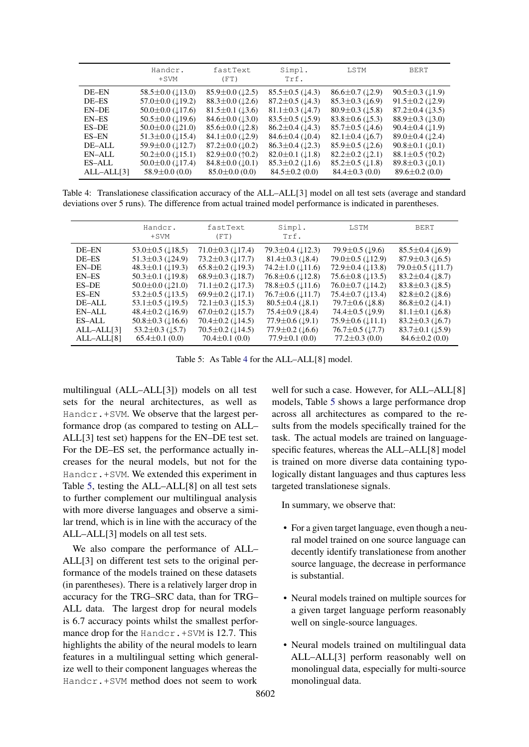| | Handcr. +SVM | fastText (FT) | Simpl. Trf. | LSTM | BERT |
|---|---|---|---|---|---|
| DE–EN | 58.5±0.0 (↓13.0) | 85.9±0.0 (↓2.5) | 85.5±0.5 (↓4.3) | 86.6±0.7 (↓2.9) | 90.5±0.3 (↓1.9) |
| DE–ES | 57.0±0.0 (↓19.2) | 88.3±0.0 (↓2.6) | 87.2±0.5 (↓4.3) | 85.3±0.3 (↓6.9) | 91.5±0.2 (↓2.9) |
| EN–DE | 50.0±0.0 (↓17.6) | 81.5±0.1 (↓3.6) | 81.1±0.3 (↓4.7) | 80.9±0.3 (↓5.8) | 87.2±0.4 (↓3.5) |
| EN–ES | 50.5±0.0 (↓19.6) | 84.6±0.0 (↓3.0) | 83.5±0.5 (↓5.9) | 83.8±0.6 (↓5.3) | 88.9±0.3 (↓3.0) |
| ES–DE | 50.0±0.0 (↓21.0) | 85.6±0.0 (↓2.8) | 86.2±0.4 (↓4.3) | 85.7±0.5 (↓4.6) | 90.4±0.4 (↓1.9) |
| ES–EN | 51.3±0.0 (↓15.4) | 84.1±0.0 (↓2.9) | 84.6±0.4 (↓0.4) | 82.1±0.4 (↓6.7) | 89.0±0.4 (↓2.4) |
| DE–ALL | 59.9±0.0 (↓12.7) | 87.2±0.0 (↓0.2) | 86.3±0.4 (↓2.3) | 85.9±0.5 (↓2.6) | 90.8±0.1 (↓0.1) |
| EN–ALL | 50.2±0.0 (↓15.1) | 82.9±0.0 (↑0.2) | 82.0±0.1 (↓1.8) | 82.2±0.2 (↓2.1) | 88.1±0.5 (↑0.2) |
| ES–ALL | 50.0±0.0 (↓17.4) | 84.8±0.0 (↓0.1) | 85.3±0.2 (↓1.6) | 85.2±0.5 (↓1.8) | 89.8±0.3 (↓0.1) |
| ALL–ALL[3] | 58.9±0.0 (0.0) | 85.0±0.0 (0.0) | 84.5±0.2 (0.0) | 84.4±0.3 (0.0) | 89.6±0.2 (0.0) |

Table 4: Translationese classification accuracy of the ALL–ALL[3] model on all test sets (average and standard deviations over 5 runs). The difference from actual trained model performance is indicated in parentheses.

| | Handcr. +SVM | fastText (FT) | Simpl. Trf. | LSTM | BERT |
|---|---|---|---|---|---|
| DE–EN | 53.0±0.5 (↓18,5) | 71.0±0.3 (↓17.4) | 79.3±0.4 (↓12.3) | 79.9±0.5 (↓9.6) | 85.5±0.4 (↓6.9) |
| DE–ES | 51.3±0.3 (↓24.9) | 73.2±0.3 (↓17.7) | 81.4±0.3 (↓8.4) | 79.0±0.5 (↓12.9) | 87.9±0.3 (↓6.5) |
| EN–DE | 48.3±0.1 (↓19.3) | 65.8±0.2 (↓19.3) | 74.2±1.0 (↓11.6) | 72.9±0.4 (↓13.8) | 79.0±0.5 (↓11.7) |
| EN–ES | 50.3±0.1 (↓19.8) | 68.9±0.3 (↓18.7) | 76.8±0.6 (↓12.8) | 75.6±0.8 (↓13.5) | 83.2±0.4 (↓8.7) |
| ES–DE | 50.0±0.0 (↓21.0) | 71.1±0.2 (↓17.3) | 78.8±0.5 (↓11.6) | 76.0±0.7 (↓14.2) | 83.8±0.3 (↓8.5) |
| ES–EN | 53.2±0.5 (↓13.5) | 69.9±0.2 (↓17.1) | 76.7±0.6 (↓11.7) | 75.4±0.7 (↓13.4) | 82.8±0.2 (↓8.6) |
| DE–ALL | 53.1±0.5 (↓19.5) | 72.1±0.3 (↓15.3) | 80.5±0.4 (↓8.1) | 79.7±0.6 (↓8.8) | 86.8±0.2 (↓4.1) |
| EN–ALL | 48.4±0.2 (↓16.9) | 67.0±0.2 (↓15.7) | 75.4±0.9 (↓8.4) | 74.4±0.5 (↓9.9) | 81.1±0.1 (↓6.8) |
| ES–ALL | 50.8±0.3 (↓16.6) | 70.4±0.2 (↓14.5) | 77.9±0.6 (↓9.1) | 75.9±0.6 (↓11.1) | 83.2±0.3 (↓6.7) |
| ALL–ALL[3] | 53.2±0.3 (↓5.7) | 70.5±0.2 (↓14.5) | 77.9±0.2 (↓6.6) | 76.7±0.5 (↓7.7) | 83.7±0.1 (↓5.9) |
| ALL–ALL[8] | 65.4±0.1 (0.0) | 70.4±0.1 (0.0) | 77.9±0.1 (0.0) | 77.2±0.3 (0.0) | 84.6±0.2 (0.0) |

Table 5: As Table 4 for the ALL–ALL[8] model.

multilingual (ALL–ALL[3]) models on all test sets for the neural architectures, as well as Handcr.+SVM. We observe that the largest performance drop (as compared to testing on ALL–ALL[3] test set) happens for the EN–DE test set. For the DE–ES set, the performance actually increases for the neural models, but not for the Handcr.+SVM. We extended this experiment in Table 5, testing the ALL–ALL[8] on all test sets to further complement our multilingual analysis with more diverse languages and observe a similar trend, which is in line with the accuracy of the ALL–ALL[3] models on all test sets.

We also compare the performance of ALL–ALL[3] on different test sets to the original performance of the models trained on these datasets (in parentheses). There is a relatively larger drop in accuracy for the TRG–SRC data, than for TRG–ALL data. The largest drop for neural models is 6.7 accuracy points whilst the smallest performance drop for the Handcr.+SVM is 12.7. This highlights the ability of the neural models to learn features in a multilingual setting which generalize well to their component languages whereas the Handcr.+SVM method does not seem to work well for such a case. However, for ALL–ALL[8] models, Table 5 shows a large performance drop across all architectures as compared to the results from the models specifically trained for the task. The actual models are trained on language-specific features, whereas the ALL–ALL[8] model is trained on more diverse data containing typologically distant languages and thus captures less targeted translationese signals.

In summary, we observe that:

- For a given target language, even though a neural model trained on one source language can decently identify translationese from another source language, the decrease in performance is substantial.
- Neural models trained on multiple sources for a given target language perform reasonably well on single-source languages.
- Neural models trained on multilingual data ALL–ALL[3] perform reasonably well on monolingual data, especially for multi-source monolingual data.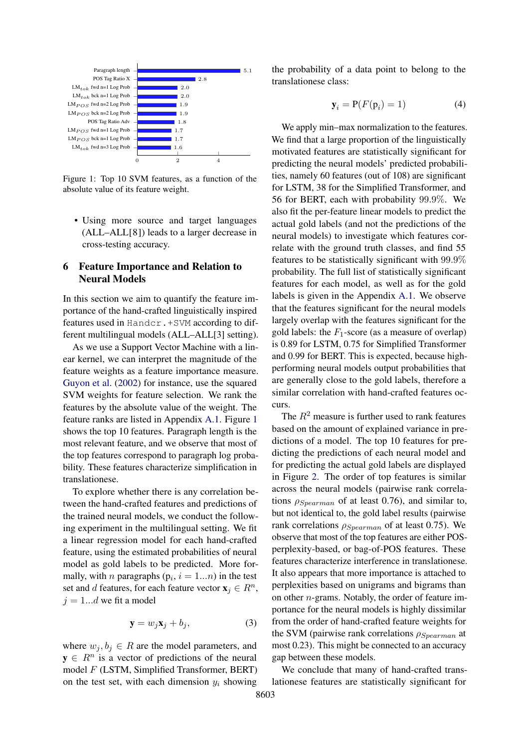Paragraph length 5.1
POS Tag Ratio X 2.8
$LM_{tok}$ fwd n=1 Log Prob 2.0
$LM_{tok}$ bck n=1 Log Prob 2.0
$LM_{POS}$ fwd n=2 Log Prob 1.9
$LM_{POS}$ bck n=2 Log Prob 1.9
POS Tag Ratio Adv 1.8
$LM_{POS}$ fwd n=1 Log Prob 1.7
$LM_{POS}$ bck n=1 Log Prob 1.7
$LM_{tok}$ fwd n=3 Log Prob 1.6
0 2 4

Figure 1: Top 10 SVM features, as a function of the absolute value of its feature weight.

- Using more source and target languages (ALL–ALL[8]) leads to a larger decrease in cross-testing accuracy.

## 6 Feature Importance and Relation to Neural Models

In this section we aim to quantify the feature importance of the hand-crafted linguistically inspired features used in `Handcr.+SVM` according to different multilingual models (ALL–ALL[3] setting).

As we use a Support Vector Machine with a linear kernel, we can interpret the magnitude of the feature weights as a feature importance measure. Guyon et al. (2002) for instance, use the squared SVM weights for feature selection. We rank the features by the absolute value of the weight. The feature ranks are listed in Appendix A.1. Figure 1 shows the top 10 features. Paragraph length is the most relevant feature, and we observe that most of the top features correspond to paragraph log probability. These features characterize simplification in translationese.

To explore whether there is any correlation between the hand-crafted features and predictions of the trained neural models, we conduct the following experiment in the multilingual setting. We fit a linear regression model for each hand-crafted feature, using the estimated probabilities of neural model as gold labels to be predicted. More formally, with $n$ paragraphs ($\mathrm{p}_i$, $i = 1...n$) in the test set and $d$ features, for each feature vector $\mathbf{x}_j \in R^n$, $j = 1...d$ we fit a model

$$\mathbf{y} = w_j \mathbf{x}_j + b_j, \tag{3}$$

where $w_j, b_j \in R$ are the model parameters, and $\mathbf{y} \in R^n$ is a vector of predictions of the neural model $F$ (LSTM, Simplified Transformer, BERT) on the test set, with each dimension $y_i$ showing the probability of a data point to belong to the translationese class:

$$\mathbf{y}_i = \mathrm{P}(F(\mathrm{p}_i) = 1) \tag{4}$$

We apply min–max normalization to the features. We find that a large proportion of the linguistically motivated features are statistically significant for predicting the neural models' predicted probabilities, namely 60 features (out of 108) are significant for LSTM, 38 for the Simplified Transformer, and 56 for BERT, each with probability $99.9\%$. We also fit the per-feature linear models to predict the actual gold labels (and not the predictions of the neural models) to investigate which features correlate with the ground truth classes, and find 55 features to be statistically significant with $99.9\%$ probability. The full list of statistically significant features for each model, as well as for the gold labels is given in the Appendix A.1. We observe that the features significant for the neural models largely overlap with the features significant for the gold labels: the $F_1$-score (as a measure of overlap) is 0.89 for LSTM, 0.75 for Simplified Transformer and 0.99 for BERT. This is expected, because high-performing neural models output probabilities that are generally close to the gold labels, therefore a similar correlation with hand-crafted features occurs.

The $R^2$ measure is further used to rank features based on the amount of explained variance in predictions of a model. The top 10 features for predicting the predictions of each neural model and for predicting the actual gold labels are displayed in Figure 2. The order of top features is similar across the neural models (pairwise rank correlations $\rho_{Spearman}$ of at least 0.76), and similar to, but not identical to, the gold label results (pairwise rank correlations $\rho_{Spearman}$ of at least 0.75). We observe that most of the top features are either POS-perplexity-based, or bag-of-POS features. These features characterize interference in translationese. It also appears that more importance is attached to perplexities based on unigrams and bigrams than on other $n$-grams. Notably, the order of feature importance for the neural models is highly dissimilar from the order of hand-crafted feature weights for the SVM (pairwise rank correlations $\rho_{Spearman}$ at most 0.23). This might be connected to an accuracy gap between these models.

We conclude that many of hand-crafted translationese features are statistically significant for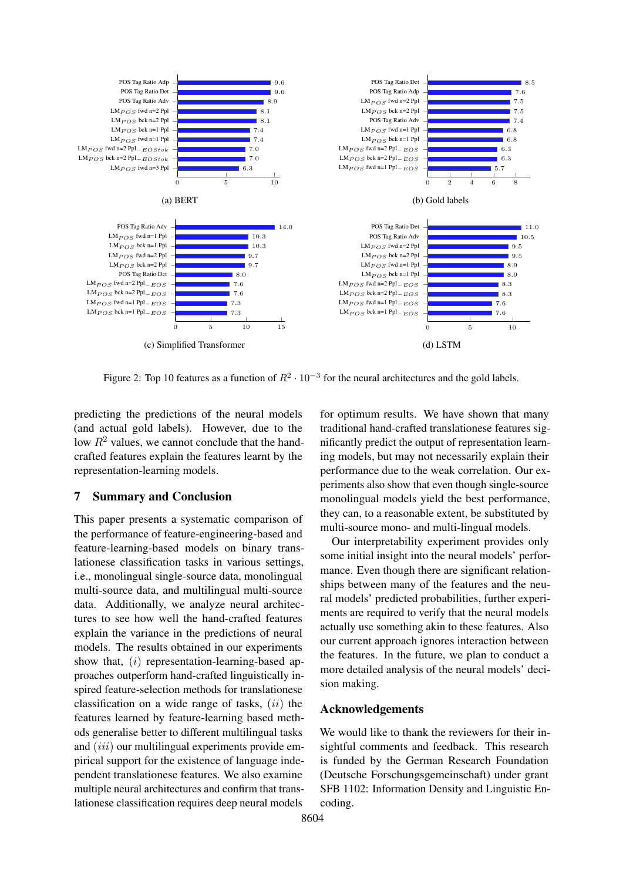POS Tag Ratio Adp 9.6
POS Tag Ratio Det 9.6
POS Tag Ratio Adv 8.9
$LM_{POS}$ fwd n=2 Ppl 8.1
$LM_{POS}$ bck n=2 Ppl 8.1
$LM_{POS}$ bck n=1 Ppl 7.4
$LM_{POS}$ fwd n=1 Ppl 7.4
$LM_{POS}$ fwd n=2 $Ppl_{-EOStok}$ 7.0
$LM_{POS}$ bck n=2 $Ppl_{-EOStok}$ 7.0
$LM_{POS}$ fwd n=3 Ppl 6.3

0 5 10

(a) BERT

POS Tag Ratio Det 8.5
POS Tag Ratio Adp 7.6
$LM_{POS}$ fwd n=2 Ppl 7.5
$LM_{POS}$ bck n=2 Ppl 7.5
POS Tag Ratio Adv 7.4
$LM_{POS}$ fwd n=1 Ppl 6.8
$LM_{POS}$ bck n=1 Ppl 6.8
$LM_{POS}$ fwd n=2 $Ppl_{-EOS}$ 6.3
$LM_{POS}$ bck n=2 $Ppl_{-EOS}$ 6.3
$LM_{POS}$ fwd n=1 $Ppl_{-EOS}$ 5.7

0 2 4 6 8

(b) Gold labels

POS Tag Ratio Adv 14.0
$LM_{POS}$ fwd n=1 Ppl 10.3
$LM_{POS}$ bck n=1 Ppl 10.3
$LM_{POS}$ fwd n=2 Ppl 9.7
$LM_{POS}$ bck n=2 Ppl 9.7
POS Tag Ratio Det 8.0
$LM_{POS}$ fwd n=2 $Ppl_{-EOS}$ 7.6
$LM_{POS}$ bck n=2 $Ppl_{-EOS}$ 7.6
$LM_{POS}$ fwd n=1 $Ppl_{-EOS}$ 7.3
$LM_{POS}$ bck n=1 $Ppl_{-EOS}$ 7.3

0 5 10 15

(c) Simplified Transformer

POS Tag Ratio Det 11.0
POS Tag Ratio Adv 10.5
$LM_{POS}$ fwd n=2 Ppl 9.5
$LM_{POS}$ bck n=2 Ppl 9.5
$LM_{POS}$ fwd n=1 Ppl 8.9
$LM_{POS}$ bck n=1 Ppl 8.9
$LM_{POS}$ fwd n=2 $Ppl_{-EOS}$ 8.3
$LM_{POS}$ bck n=2 $Ppl_{-EOS}$ 8.3
$LM_{POS}$ fwd n=1 $Ppl_{-EOS}$ 7.6
$LM_{POS}$ bck n=1 $Ppl_{-EOS}$ 7.6

0 5 10

(d) LSTM

Figure 2: Top 10 features as a function of $R^2 \cdot 10^{-3}$ for the neural architectures and the gold labels.

predicting the predictions of the neural models (and actual gold labels). However, due to the low $R^2$ values, we cannot conclude that the hand-crafted features explain the features learnt by the representation-learning models.

## 7 Summary and Conclusion

This paper presents a systematic comparison of the performance of feature-engineering-based and feature-learning-based models on binary translationese classification tasks in various settings, i.e., monolingual single-source data, monolingual multi-source data, and multilingual multi-source data. Additionally, we analyze neural architectures to see how well the hand-crafted features explain the variance in the predictions of neural models. The results obtained in our experiments show that, $(i)$ representation-learning-based approaches outperform hand-crafted linguistically inspired feature-selection methods for translationese classification on a wide range of tasks, $(ii)$ the features learned by feature-learning based methods generalise better to different multilingual tasks and $(iii)$ our multilingual experiments provide empirical support for the existence of language independent translationese features. We also examine multiple neural architectures and confirm that translationese classification requires deep neural models for optimum results. We have shown that many traditional hand-crafted translationese features significantly predict the output of representation learning models, but may not necessarily explain their performance due to the weak correlation. Our experiments also show that even though single-source monolingual models yield the best performance, they can, to a reasonable extent, be substituted by multi-source mono- and multi-lingual models.

Our interpretability experiment provides only some initial insight into the neural models' performance. Even though there are significant relationships between many of the features and the neural models' predicted probabilities, further experiments are required to verify that the neural models actually use something akin to these features. Also our current approach ignores interaction between the features. In the future, we plan to conduct a more detailed analysis of the neural models' decision making.

## Acknowledgements

We would like to thank the reviewers for their insightful comments and feedback. This research is funded by the German Research Foundation (Deutsche Forschungsgemeinschaft) under grant SFB 1102: Information Density and Linguistic Encoding.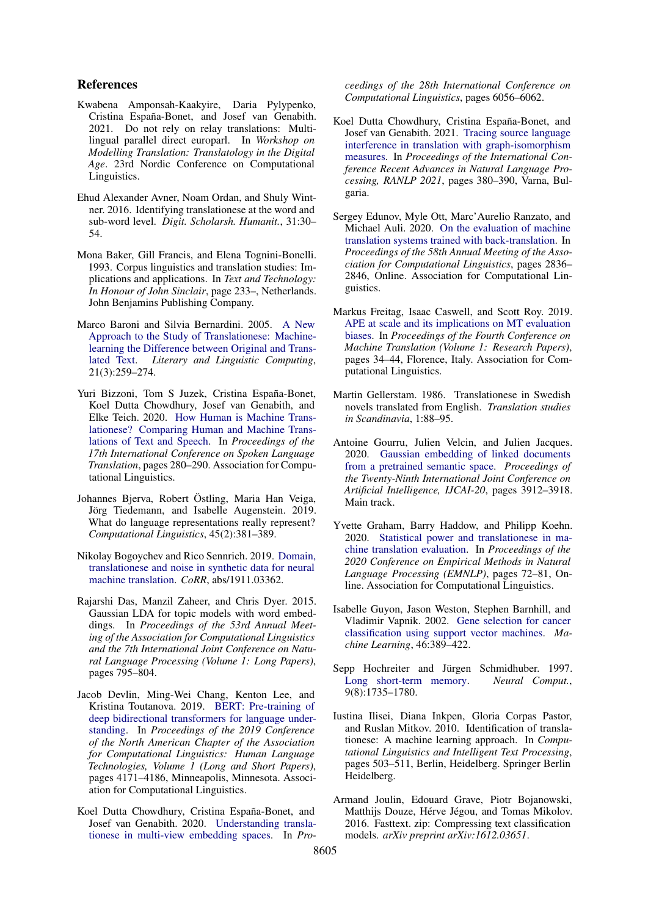## References

Kwabena Amponsah-Kaakyire, Daria Pylypenko, Cristina España-Bonet, and Josef van Genabith. 2021. Do not rely on relay translations: Multilingual parallel direct europarl. In *Workshop on Modelling Translation: Translatology in the Digital Age*. 23rd Nordic Conference on Computational Linguistics.

Ehud Alexander Avner, Noam Ordan, and Shuly Wintner. 2016. Identifying translationese at the word and sub-word level. *Digit. Scholarsh. Humanit.*, 31:30–54.

Mona Baker, Gill Francis, and Elena Tognini-Bonelli. 1993. Corpus linguistics and translation studies: Implications and applications. In *Text and Technology: In Honour of John Sinclair*, page 233–, Netherlands. John Benjamins Publishing Company.

Marco Baroni and Silvia Bernardini. 2005. A New Approach to the Study of Translationese: Machine-learning the Difference between Original and Translated Text. *Literary and Linguistic Computing*, 21(3):259–274.

Yuri Bizzoni, Tom S Juzek, Cristina España-Bonet, Koel Dutta Chowdhury, Josef van Genabith, and Elke Teich. 2020. How Human is Machine Translationese? Comparing Human and Machine Translations of Text and Speech. In *Proceedings of the 17th International Conference on Spoken Language Translation*, pages 280–290. Association for Computational Linguistics.

Johannes Bjerva, Robert Östling, Maria Han Veiga, Jörg Tiedemann, and Isabelle Augenstein. 2019. What do language representations really represent? *Computational Linguistics*, 45(2):381–389.

Nikolay Bogoychev and Rico Sennrich. 2019. Domain, translationese and noise in synthetic data for neural machine translation. *CoRR*, abs/1911.03362.

Rajarshi Das, Manzil Zaheer, and Chris Dyer. 2015. Gaussian LDA for topic models with word embeddings. In *Proceedings of the 53rd Annual Meeting of the Association for Computational Linguistics and the 7th International Joint Conference on Natural Language Processing (Volume 1: Long Papers)*, pages 795–804.

Jacob Devlin, Ming-Wei Chang, Kenton Lee, and Kristina Toutanova. 2019. BERT: Pre-training of deep bidirectional transformers for language understanding. In *Proceedings of the 2019 Conference of the North American Chapter of the Association for Computational Linguistics: Human Language Technologies, Volume 1 (Long and Short Papers)*, pages 4171–4186, Minneapolis, Minnesota. Association for Computational Linguistics.

Koel Dutta Chowdhury, Cristina España-Bonet, and Josef van Genabith. 2020. Understanding translationese in multi-view embedding spaces. In *Proceedings of the 28th International Conference on Computational Linguistics*, pages 6056–6062.

Koel Dutta Chowdhury, Cristina España-Bonet, and Josef van Genabith. 2021. Tracing source language interference in translation with graph-isomorphism measures. In *Proceedings of the International Conference Recent Advances in Natural Language Processing, RANLP 2021*, pages 380–390, Varna, Bulgaria.

Sergey Edunov, Myle Ott, Marc'Aurelio Ranzato, and Michael Auli. 2020. On the evaluation of machine translation systems trained with back-translation. In *Proceedings of the 58th Annual Meeting of the Association for Computational Linguistics*, pages 2836–2846, Online. Association for Computational Linguistics.

Markus Freitag, Isaac Caswell, and Scott Roy. 2019. APE at scale and its implications on MT evaluation biases. In *Proceedings of the Fourth Conference on Machine Translation (Volume 1: Research Papers)*, pages 34–44, Florence, Italy. Association for Computational Linguistics.

Martin Gellerstam. 1986. Translationese in Swedish novels translated from English. *Translation studies in Scandinavia*, 1:88–95.

Antoine Gourru, Julien Velcin, and Julien Jacques. 2020. Gaussian embedding of linked documents from a pretrained semantic space. *Proceedings of the Twenty-Ninth International Joint Conference on Artificial Intelligence, IJCAI-20*, pages 3912–3918. Main track.

Yvette Graham, Barry Haddow, and Philipp Koehn. 2020. Statistical power and translationese in machine translation evaluation. In *Proceedings of the 2020 Conference on Empirical Methods in Natural Language Processing (EMNLP)*, pages 72–81, Online. Association for Computational Linguistics.

Isabelle Guyon, Jason Weston, Stephen Barnhill, and Vladimir Vapnik. 2002. Gene selection for cancer classification using support vector machines. *Machine Learning*, 46:389–422.

Sepp Hochreiter and Jürgen Schmidhuber. 1997. Long short-term memory. *Neural Comput.*, 9(8):1735–1780.

Iustina Ilisei, Diana Inkpen, Gloria Corpas Pastor, and Ruslan Mitkov. 2010. Identification of translationese: A machine learning approach. In *Computational Linguistics and Intelligent Text Processing*, pages 503–511, Berlin, Heidelberg. Springer Berlin Heidelberg.

Armand Joulin, Edouard Grave, Piotr Bojanowski, Matthijs Douze, Hérve Jégou, and Tomas Mikolov. 2016. Fasttext. zip: Compressing text classification models. *arXiv preprint arXiv:1612.03651*.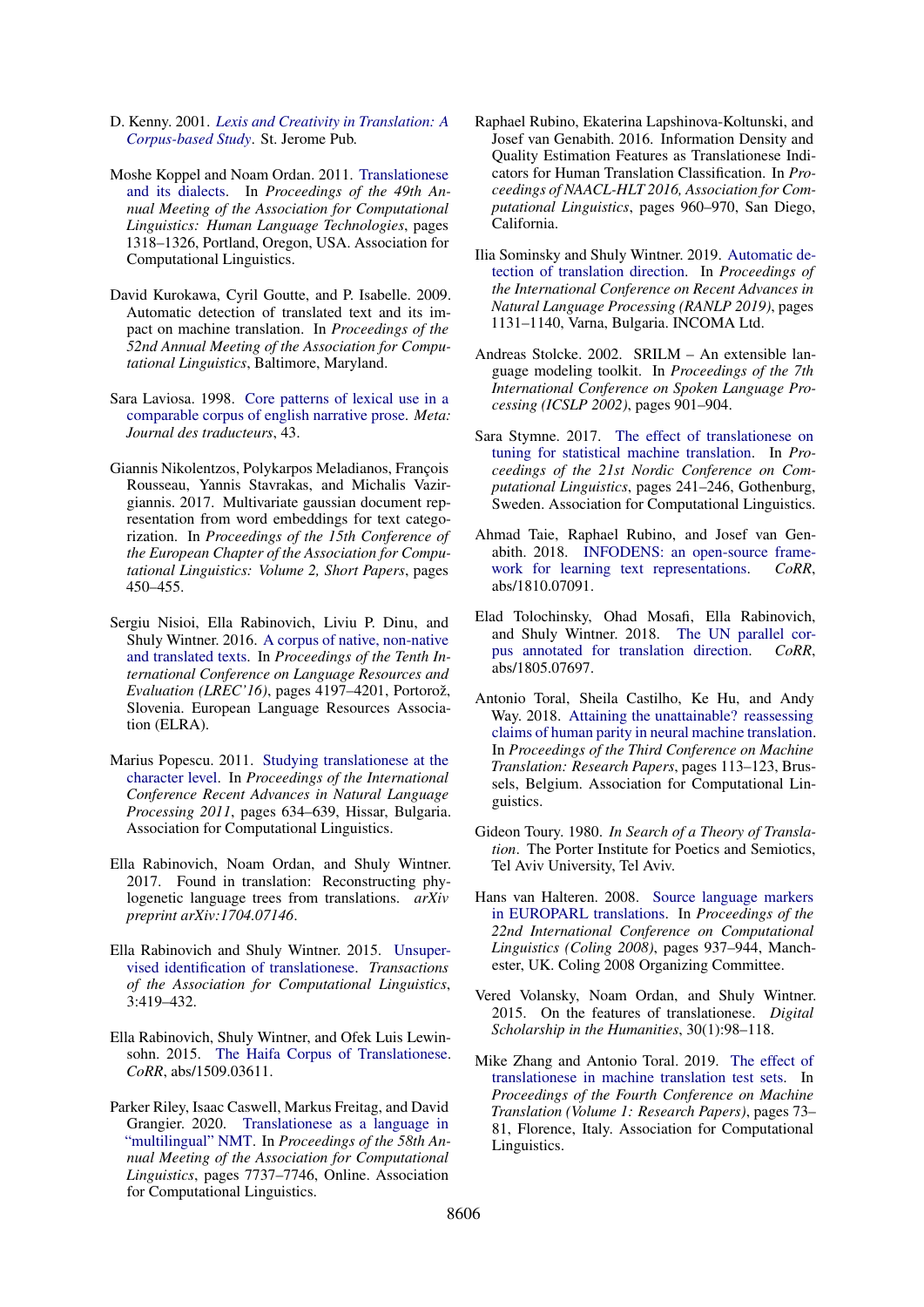D. Kenny. 2001. *Lexis and Creativity in Translation: A Corpus-based Study*. St. Jerome Pub.

Moshe Koppel and Noam Ordan. 2011. Translationese and its dialects. In *Proceedings of the 49th Annual Meeting of the Association for Computational Linguistics: Human Language Technologies*, pages 1318–1326, Portland, Oregon, USA. Association for Computational Linguistics.

David Kurokawa, Cyril Goutte, and P. Isabelle. 2009. Automatic detection of translated text and its impact on machine translation. In *Proceedings of the 52nd Annual Meeting of the Association for Computational Linguistics*, Baltimore, Maryland.

Sara Laviosa. 1998. Core patterns of lexical use in a comparable corpus of english narrative prose. *Meta: Journal des traducteurs*, 43.

Giannis Nikolentzos, Polykarpos Meladianos, François Rousseau, Yannis Stavrakas, and Michalis Vazirgiannis. 2017. Multivariate gaussian document representation from word embeddings for text categorization. In *Proceedings of the 15th Conference of the European Chapter of the Association for Computational Linguistics: Volume 2, Short Papers*, pages 450–455.

Sergiu Nisioi, Ella Rabinovich, Liviu P. Dinu, and Shuly Wintner. 2016. A corpus of native, non-native and translated texts. In *Proceedings of the Tenth International Conference on Language Resources and Evaluation (LREC'16)*, pages 4197–4201, Portorož, Slovenia. European Language Resources Association (ELRA).

Marius Popescu. 2011. Studying translationese at the character level. In *Proceedings of the International Conference Recent Advances in Natural Language Processing 2011*, pages 634–639, Hissar, Bulgaria. Association for Computational Linguistics.

Ella Rabinovich, Noam Ordan, and Shuly Wintner. 2017. Found in translation: Reconstructing phylogenetic language trees from translations. *arXiv preprint arXiv:1704.07146*.

Ella Rabinovich and Shuly Wintner. 2015. Unsupervised identification of translationese. *Transactions of the Association for Computational Linguistics*, 3:419–432.

Ella Rabinovich, Shuly Wintner, and Ofek Luis Lewinsohn. 2015. The Haifa Corpus of Translationese. *CoRR*, abs/1509.03611.

Parker Riley, Isaac Caswell, Markus Freitag, and David Grangier. 2020. Translationese as a language in "multilingual" NMT. In *Proceedings of the 58th Annual Meeting of the Association for Computational Linguistics*, pages 7737–7746, Online. Association for Computational Linguistics.

Raphael Rubino, Ekaterina Lapshinova-Koltunski, and Josef van Genabith. 2016. Information Density and Quality Estimation Features as Translationese Indicators for Human Translation Classification. In *Proceedings of NAACL-HLT 2016, Association for Computational Linguistics*, pages 960–970, San Diego, California.

Ilia Sominsky and Shuly Wintner. 2019. Automatic detection of translation direction. In *Proceedings of the International Conference on Recent Advances in Natural Language Processing (RANLP 2019)*, pages 1131–1140, Varna, Bulgaria. INCOMA Ltd.

Andreas Stolcke. 2002. SRILM – An extensible language modeling toolkit. In *Proceedings of the 7th International Conference on Spoken Language Processing (ICSLP 2002)*, pages 901–904.

Sara Stymne. 2017. The effect of translationese on tuning for statistical machine translation. In *Proceedings of the 21st Nordic Conference on Computational Linguistics*, pages 241–246, Gothenburg, Sweden. Association for Computational Linguistics.

Ahmad Taie, Raphael Rubino, and Josef van Genabith. 2018. INFODENS: an open-source framework for learning text representations. *CoRR*, abs/1810.07091.

Elad Tolochinsky, Ohad Mosafi, Ella Rabinovich, and Shuly Wintner. 2018. The UN parallel corpus annotated for translation direction. *CoRR*, abs/1805.07697.

Antonio Toral, Sheila Castilho, Ke Hu, and Andy Way. 2018. Attaining the unattainable? reassessing claims of human parity in neural machine translation. In *Proceedings of the Third Conference on Machine Translation: Research Papers*, pages 113–123, Brussels, Belgium. Association for Computational Linguistics.

Gideon Toury. 1980. *In Search of a Theory of Translation*. The Porter Institute for Poetics and Semiotics, Tel Aviv University, Tel Aviv.

Hans van Halteren. 2008. Source language markers in EUROPARL translations. In *Proceedings of the 22nd International Conference on Computational Linguistics (Coling 2008)*, pages 937–944, Manchester, UK. Coling 2008 Organizing Committee.

Vered Volansky, Noam Ordan, and Shuly Wintner. 2015. On the features of translationese. *Digital Scholarship in the Humanities*, 30(1):98–118.

Mike Zhang and Antonio Toral. 2019. The effect of translationese in machine translation test sets. In *Proceedings of the Fourth Conference on Machine Translation (Volume 1: Research Papers)*, pages 73–81, Florence, Italy. Association for Computational Linguistics.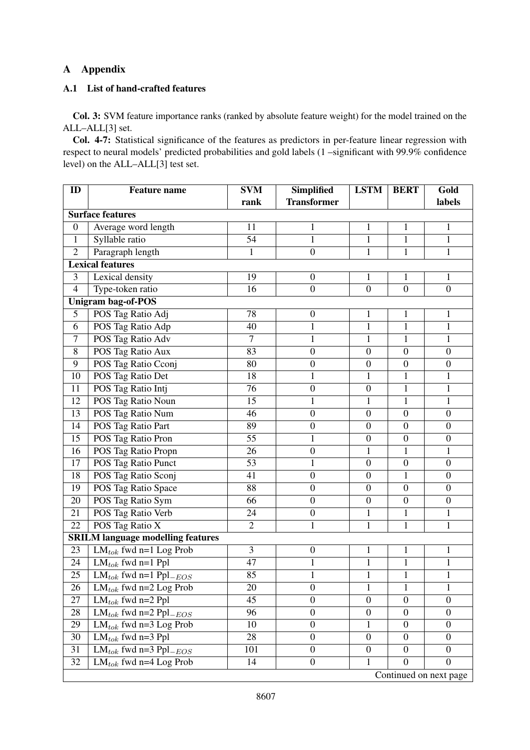# A Appendix

## A.1 List of hand-crafted features

**Col. 3:** SVM feature importance ranks (ranked by absolute feature weight) for the model trained on the ALL–ALL[3] set.

**Col. 4-7:** Statistical significance of the features as predictors in per-feature linear regression with respect to neural models' predicted probabilities and gold labels (1 –significant with 99.9% confidence level) on the ALL–ALL[3] test set.

| ID | Feature name | SVM rank | Simplified Transformer | LSTM | BERT | Gold labels |
|---|---|---|---|---|---|---|
| **Surface features** | | | | | | |
| 0 | Average word length | 11 | 1 | 1 | 1 | 1 |
| 1 | Syllable ratio | 54 | 1 | 1 | 1 | 1 |
| 2 | Paragraph length | 1 | 0 | 1 | 1 | 1 |
| **Lexical features** | | | | | | |
| 3 | Lexical density | 19 | 0 | 1 | 1 | 1 |
| 4 | Type-token ratio | 16 | 0 | 0 | 0 | 0 |
| **Unigram bag-of-POS** | | | | | | |
| 5 | POS Tag Ratio Adj | 78 | 0 | 1 | 1 | 1 |
| 6 | POS Tag Ratio Adp | 40 | 1 | 1 | 1 | 1 |
| 7 | POS Tag Ratio Adv | 7 | 1 | 1 | 1 | 1 |
| 8 | POS Tag Ratio Aux | 83 | 0 | 0 | 0 | 0 |
| 9 | POS Tag Ratio Cconj | 80 | 0 | 0 | 0 | 0 |
| 10 | POS Tag Ratio Det | 18 | 1 | 1 | 1 | 1 |
| 11 | POS Tag Ratio Intj | 76 | 0 | 0 | 1 | 1 |
| 12 | POS Tag Ratio Noun | 15 | 1 | 1 | 1 | 1 |
| 13 | POS Tag Ratio Num | 46 | 0 | 0 | 0 | 0 |
| 14 | POS Tag Ratio Part | 89 | 0 | 0 | 0 | 0 |
| 15 | POS Tag Ratio Pron | 55 | 1 | 0 | 0 | 0 |
| 16 | POS Tag Ratio Propn | 26 | 0 | 1 | 1 | 1 |
| 17 | POS Tag Ratio Punct | 53 | 1 | 0 | 0 | 0 |
| 18 | POS Tag Ratio Sconj | 41 | 0 | 0 | 1 | 0 |
| 19 | POS Tag Ratio Space | 88 | 0 | 0 | 0 | 0 |
| 20 | POS Tag Ratio Sym | 66 | 0 | 0 | 0 | 0 |
| 21 | POS Tag Ratio Verb | 24 | 0 | 1 | 1 | 1 |
| 22 | POS Tag Ratio X | 2 | 1 | 1 | 1 | 1 |
| **SRILM language modelling features** | | | | | | |
| 23 | $\text{LM}_{tok}$ fwd n=1 Log Prob | 3 | 0 | 1 | 1 | 1 |
| 24 | $\text{LM}_{tok}$ fwd n=1 Ppl | 47 | 1 | 1 | 1 | 1 |
| 25 | $\text{LM}_{tok}$ fwd n=1 $\text{Ppl}_{-EOS}$ | 85 | 1 | 1 | 1 | 1 |
| 26 | $\text{LM}_{tok}$ fwd n=2 Log Prob | 20 | 0 | 1 | 1 | 1 |
| 27 | $\text{LM}_{tok}$ fwd n=2 Ppl | 45 | 0 | 0 | 0 | 0 |
| 28 | $\text{LM}_{tok}$ fwd n=2 $\text{Ppl}_{-EOS}$ | 96 | 0 | 0 | 0 | 0 |
| 29 | $\text{LM}_{tok}$ fwd n=3 Log Prob | 10 | 0 | 1 | 0 | 0 |
| 30 | $\text{LM}_{tok}$ fwd n=3 Ppl | 28 | 0 | 0 | 0 | 0 |
| 31 | $\text{LM}_{tok}$ fwd n=3 $\text{Ppl}_{-EOS}$ | 101 | 0 | 0 | 0 | 0 |
| 32 | $\text{LM}_{tok}$ fwd n=4 Log Prob | 14 | 0 | 1 | 0 | 0 |

Continued on next page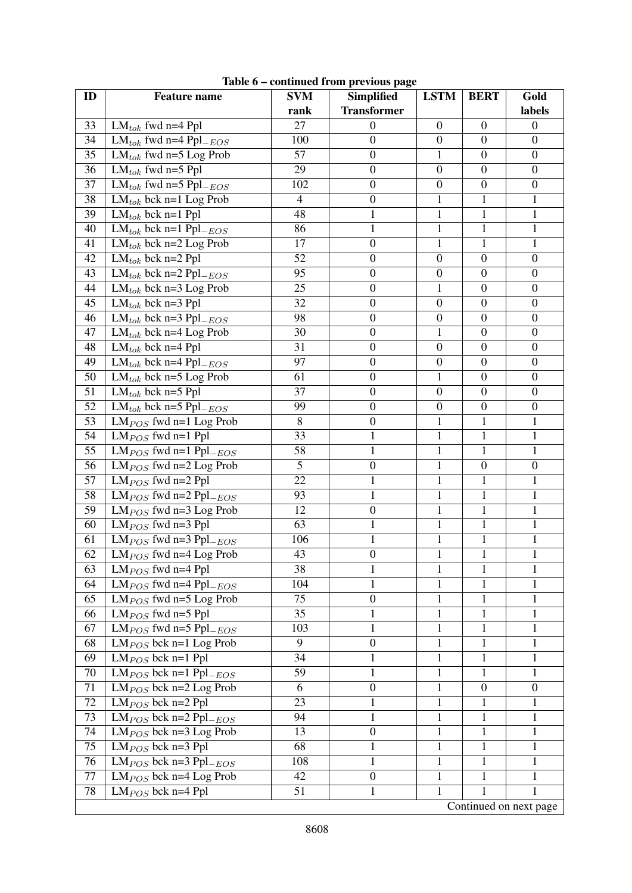**Table 6 – continued from previous page**

| ID | Feature name | SVM rank | Simplified Transformer | LSTM | BERT | Gold labels |
|---|---|---|---|---|---|---|
| 33 | $\text{LM}_{tok}$ fwd n=4 Ppl | 27 | 0 | 0 | 0 | 0 |
| 34 | $\text{LM}_{tok}$ fwd n=4 $\text{Ppl}_{-EOS}$ | 100 | 0 | 0 | 0 | 0 |
| 35 | $\text{LM}_{tok}$ fwd n=5 Log Prob | 57 | 0 | 1 | 0 | 0 |
| 36 | $\text{LM}_{tok}$ fwd n=5 Ppl | 29 | 0 | 0 | 0 | 0 |
| 37 | $\text{LM}_{tok}$ fwd n=5 $\text{Ppl}_{-EOS}$ | 102 | 0 | 0 | 0 | 0 |
| 38 | $\text{LM}_{tok}$ bck n=1 Log Prob | 4 | 0 | 1 | 1 | 1 |
| 39 | $\text{LM}_{tok}$ bck n=1 Ppl | 48 | 1 | 1 | 1 | 1 |
| 40 | $\text{LM}_{tok}$ bck n=1 $\text{Ppl}_{-EOS}$ | 86 | 1 | 1 | 1 | 1 |
| 41 | $\text{LM}_{tok}$ bck n=2 Log Prob | 17 | 0 | 1 | 1 | 1 |
| 42 | $\text{LM}_{tok}$ bck n=2 Ppl | 52 | 0 | 0 | 0 | 0 |
| 43 | $\text{LM}_{tok}$ bck n=2 $\text{Ppl}_{-EOS}$ | 95 | 0 | 0 | 0 | 0 |
| 44 | $\text{LM}_{tok}$ bck n=3 Log Prob | 25 | 0 | 1 | 0 | 0 |
| 45 | $\text{LM}_{tok}$ bck n=3 Ppl | 32 | 0 | 0 | 0 | 0 |
| 46 | $\text{LM}_{tok}$ bck n=3 $\text{Ppl}_{-EOS}$ | 98 | 0 | 0 | 0 | 0 |
| 47 | $\text{LM}_{tok}$ bck n=4 Log Prob | 30 | 0 | 1 | 0 | 0 |
| 48 | $\text{LM}_{tok}$ bck n=4 Ppl | 31 | 0 | 0 | 0 | 0 |
| 49 | $\text{LM}_{tok}$ bck n=4 $\text{Ppl}_{-EOS}$ | 97 | 0 | 0 | 0 | 0 |
| 50 | $\text{LM}_{tok}$ bck n=5 Log Prob | 61 | 0 | 1 | 0 | 0 |
| 51 | $\text{LM}_{tok}$ bck n=5 Ppl | 37 | 0 | 0 | 0 | 0 |
| 52 | $\text{LM}_{tok}$ bck n=5 $\text{Ppl}_{-EOS}$ | 99 | 0 | 0 | 0 | 0 |
| 53 | $\text{LM}_{POS}$ fwd n=1 Log Prob | 8 | 0 | 1 | 1 | 1 |
| 54 | $\text{LM}_{POS}$ fwd n=1 Ppl | 33 | 1 | 1 | 1 | 1 |
| 55 | $\text{LM}_{POS}$ fwd n=1 $\text{Ppl}_{-EOS}$ | 58 | 1 | 1 | 1 | 1 |
| 56 | $\text{LM}_{POS}$ fwd n=2 Log Prob | 5 | 0 | 1 | 0 | 0 |
| 57 | $\text{LM}_{POS}$ fwd n=2 Ppl | 22 | 1 | 1 | 1 | 1 |
| 58 | $\text{LM}_{POS}$ fwd n=2 $\text{Ppl}_{-EOS}$ | 93 | 1 | 1 | 1 | 1 |
| 59 | $\text{LM}_{POS}$ fwd n=3 Log Prob | 12 | 0 | 1 | 1 | 1 |
| 60 | $\text{LM}_{POS}$ fwd n=3 Ppl | 63 | 1 | 1 | 1 | 1 |
| 61 | $\text{LM}_{POS}$ fwd n=3 $\text{Ppl}_{-EOS}$ | 106 | 1 | 1 | 1 | 1 |
| 62 | $\text{LM}_{POS}$ fwd n=4 Log Prob | 43 | 0 | 1 | 1 | 1 |
| 63 | $\text{LM}_{POS}$ fwd n=4 Ppl | 38 | 1 | 1 | 1 | 1 |
| 64 | $\text{LM}_{POS}$ fwd n=4 $\text{Ppl}_{-EOS}$ | 104 | 1 | 1 | 1 | 1 |
| 65 | $\text{LM}_{POS}$ fwd n=5 Log Prob | 75 | 0 | 1 | 1 | 1 |
| 66 | $\text{LM}_{POS}$ fwd n=5 Ppl | 35 | 1 | 1 | 1 | 1 |
| 67 | $\text{LM}_{POS}$ fwd n=5 $\text{Ppl}_{-EOS}$ | 103 | 1 | 1 | 1 | 1 |
| 68 | $\text{LM}_{POS}$ bck n=1 Log Prob | 9 | 0 | 1 | 1 | 1 |
| 69 | $\text{LM}_{POS}$ bck n=1 Ppl | 34 | 1 | 1 | 1 | 1 |
| 70 | $\text{LM}_{POS}$ bck n=1 $\text{Ppl}_{-EOS}$ | 59 | 1 | 1 | 1 | 1 |
| 71 | $\text{LM}_{POS}$ bck n=2 Log Prob | 6 | 0 | 1 | 0 | 0 |
| 72 | $\text{LM}_{POS}$ bck n=2 Ppl | 23 | 1 | 1 | 1 | 1 |
| 73 | $\text{LM}_{POS}$ bck n=2 $\text{Ppl}_{-EOS}$ | 94 | 1 | 1 | 1 | 1 |
| 74 | $\text{LM}_{POS}$ bck n=3 Log Prob | 13 | 0 | 1 | 1 | 1 |
| 75 | $\text{LM}_{POS}$ bck n=3 Ppl | 68 | 1 | 1 | 1 | 1 |
| 76 | $\text{LM}_{POS}$ bck n=3 $\text{Ppl}_{-EOS}$ | 108 | 1 | 1 | 1 | 1 |
| 77 | $\text{LM}_{POS}$ bck n=4 Log Prob | 42 | 0 | 1 | 1 | 1 |
| 78 | $\text{LM}_{POS}$ bck n=4 Ppl | 51 | 1 | 1 | 1 | 1 |

Continued on next page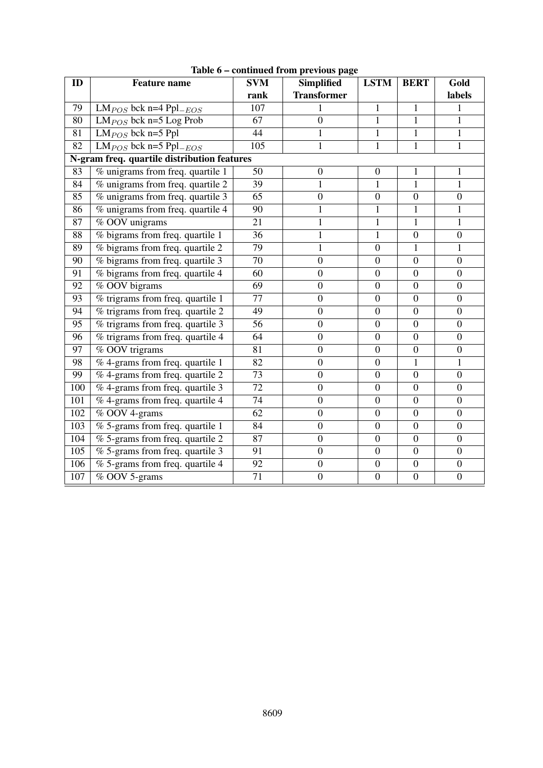Table 6 – continued from previous page

| ID | Feature name | SVM rank | Simplified Transformer | LSTM | BERT | Gold labels |
|---|---|---|---|---|---|---|
| 79 | $LM_{POS}$ bck n=4 $Ppl_{-EOS}$ | 107 | 1 | 1 | 1 | 1 |
| 80 | $LM_{POS}$ bck n=5 Log Prob | 67 | 0 | 1 | 1 | 1 |
| 81 | $LM_{POS}$ bck n=5 Ppl | 44 | 1 | 1 | 1 | 1 |
| 82 | $LM_{POS}$ bck n=5 $Ppl_{-EOS}$ | 105 | 1 | 1 | 1 | 1 |
| **N-gram freq. quartile distribution features** | | | | | | |
| 83 | % unigrams from freq. quartile 1 | 50 | 0 | 0 | 1 | 1 |
| 84 | % unigrams from freq. quartile 2 | 39 | 1 | 1 | 1 | 1 |
| 85 | % unigrams from freq. quartile 3 | 65 | 0 | 0 | 0 | 0 |
| 86 | % unigrams from freq. quartile 4 | 90 | 1 | 1 | 1 | 1 |
| 87 | % OOV unigrams | 21 | 1 | 1 | 1 | 1 |
| 88 | % bigrams from freq. quartile 1 | 36 | 1 | 1 | 0 | 0 |
| 89 | % bigrams from freq. quartile 2 | 79 | 1 | 0 | 1 | 1 |
| 90 | % bigrams from freq. quartile 3 | 70 | 0 | 0 | 0 | 0 |
| 91 | % bigrams from freq. quartile 4 | 60 | 0 | 0 | 0 | 0 |
| 92 | % OOV bigrams | 69 | 0 | 0 | 0 | 0 |
| 93 | % trigrams from freq. quartile 1 | 77 | 0 | 0 | 0 | 0 |
| 94 | % trigrams from freq. quartile 2 | 49 | 0 | 0 | 0 | 0 |
| 95 | % trigrams from freq. quartile 3 | 56 | 0 | 0 | 0 | 0 |
| 96 | % trigrams from freq. quartile 4 | 64 | 0 | 0 | 0 | 0 |
| 97 | % OOV trigrams | 81 | 0 | 0 | 0 | 0 |
| 98 | % 4-grams from freq. quartile 1 | 82 | 0 | 0 | 1 | 1 |
| 99 | % 4-grams from freq. quartile 2 | 73 | 0 | 0 | 0 | 0 |
| 100 | % 4-grams from freq. quartile 3 | 72 | 0 | 0 | 0 | 0 |
| 101 | % 4-grams from freq. quartile 4 | 74 | 0 | 0 | 0 | 0 |
| 102 | % OOV 4-grams | 62 | 0 | 0 | 0 | 0 |
| 103 | % 5-grams from freq. quartile 1 | 84 | 0 | 0 | 0 | 0 |
| 104 | % 5-grams from freq. quartile 2 | 87 | 0 | 0 | 0 | 0 |
| 105 | % 5-grams from freq. quartile 3 | 91 | 0 | 0 | 0 | 0 |
| 106 | % 5-grams from freq. quartile 4 | 92 | 0 | 0 | 0 | 0 |
| 107 | % OOV 5-grams | 71 | 0 | 0 | 0 | 0 |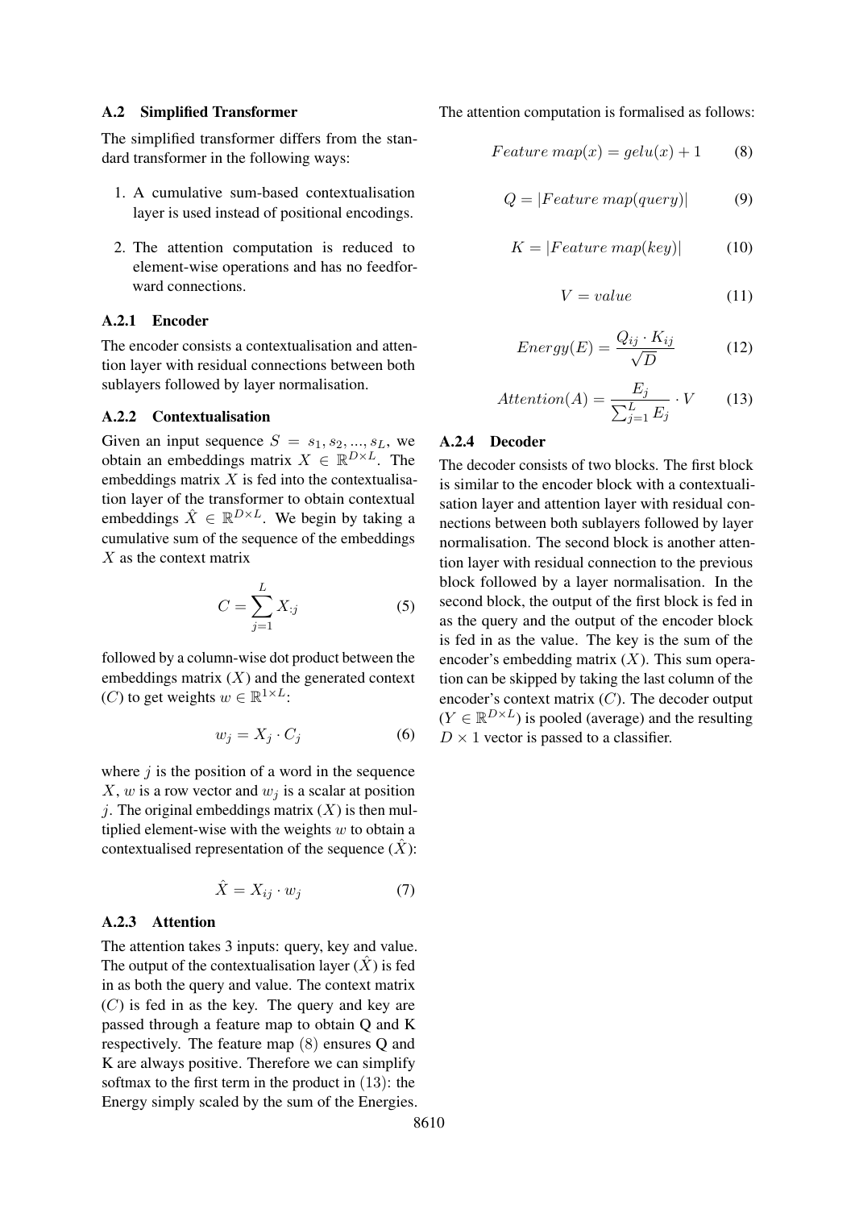### A.2 Simplified Transformer

The simplified transformer differs from the standard transformer in the following ways:

1. A cumulative sum-based contextualisation layer is used instead of positional encodings.
2. The attention computation is reduced to element-wise operations and has no feedforward connections.

#### A.2.1 Encoder

The encoder consists a contextualisation and attention layer with residual connections between both sublayers followed by layer normalisation.

#### A.2.2 Contextualisation

Given an input sequence $S = s_1, s_2, ..., s_L$, we obtain an embeddings matrix $X \in \mathbb{R}^{D \times L}$. The embeddings matrix $X$ is fed into the contextualisation layer of the transformer to obtain contextual embeddings $\hat{X} \in \mathbb{R}^{D \times L}$. We begin by taking a cumulative sum of the sequence of the embeddings $X$ as the context matrix

$$C = \sum_{j=1}^{L} X_{:j} \tag{5}$$

followed by a column-wise dot product between the embeddings matrix ($X$) and the generated context ($C$) to get weights $w \in \mathbb{R}^{1 \times L}$:

$$w_j = X_j \cdot C_j \tag{6}$$

where $j$ is the position of a word in the sequence $X$, $w$ is a row vector and $w_j$ is a scalar at position $j$. The original embeddings matrix ($X$) is then multiplied element-wise with the weights $w$ to obtain a contextualised representation of the sequence ($\hat{X}$):

$$\hat{X} = X_{ij} \cdot w_j \tag{7}$$

#### A.2.3 Attention

The attention takes 3 inputs: query, key and value. The output of the contextualisation layer ($\hat{X}$) is fed in as both the query and value. The context matrix ($C$) is fed in as the key. The query and key are passed through a feature map to obtain Q and K respectively. The feature map (8) ensures Q and K are always positive. Therefore we can simplify softmax to the first term in the product in (13): the Energy simply scaled by the sum of the Energies.

The attention computation is formalised as follows:

$$Feature\ map(x) = gelu(x) + 1 \tag{8}$$

$$Q = |Feature\ map(query)| \tag{9}$$

$$K = |Feature\ map(key)| \tag{10}$$

$$V = value \tag{11}$$

$$Energy(E) = \frac{Q_{ij} \cdot K_{ij}}{\sqrt{D}} \tag{12}$$

$$Attention(A) = \frac{E_j}{\sum_{j=1}^{L} E_j} \cdot V \tag{13}$$

#### A.2.4 Decoder

The decoder consists of two blocks. The first block is similar to the encoder block with a contextualisation layer and attention layer with residual connections between both sublayers followed by layer normalisation. The second block is another attention layer with residual connection to the previous block followed by a layer normalisation. In the second block, the output of the first block is fed in as the query and the output of the encoder block is fed in as the value. The key is the sum of the encoder's embedding matrix ($X$). This sum operation can be skipped by taking the last column of the encoder's context matrix ($C$). The decoder output ($Y \in \mathbb{R}^{D \times L}$) is pooled (average) and the resulting $D \times 1$ vector is passed to a classifier.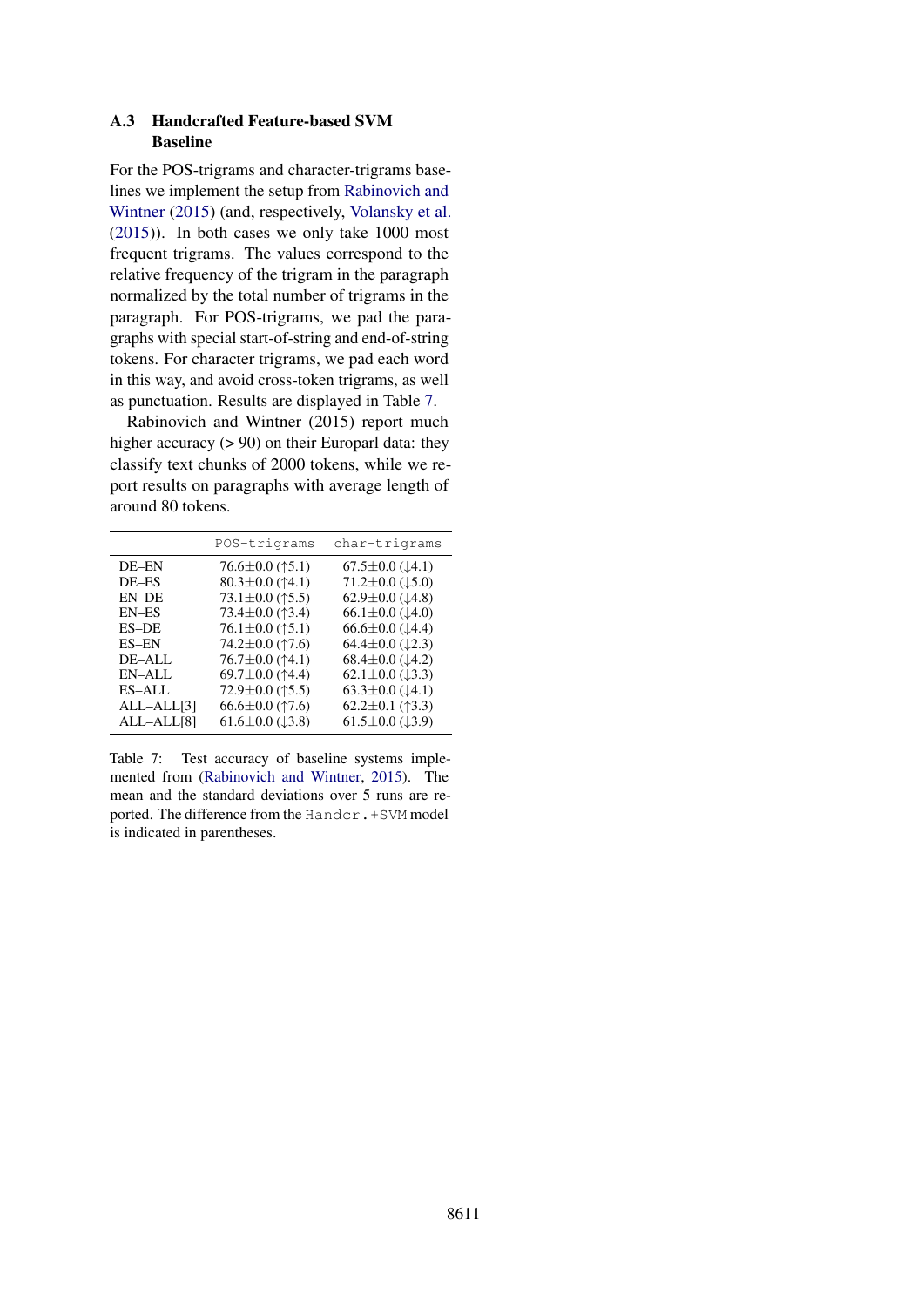### A.3 Handcrafted Feature-based SVM Baseline

For the POS-trigrams and character-trigrams baselines we implement the setup from Rabinovich and Wintner (2015) (and, respectively, Volansky et al. (2015)). In both cases we only take 1000 most frequent trigrams. The values correspond to the relative frequency of the trigram in the paragraph normalized by the total number of trigrams in the paragraph. For POS-trigrams, we pad the paragraphs with special start-of-string and end-of-string tokens. For character trigrams, we pad each word in this way, and avoid cross-token trigrams, as well as punctuation. Results are displayed in Table 7.

Rabinovich and Wintner (2015) report much higher accuracy (> 90) on their Europarl data: they classify text chunks of 2000 tokens, while we report results on paragraphs with average length of around 80 tokens.

| | `POS-trigrams` | `char-trigrams` |
|---|---|---|
| DE–EN | 76.6±0.0 (↑5.1) | 67.5±0.0 (↓4.1) |
| DE–ES | 80.3±0.0 (↑4.1) | 71.2±0.0 (↓5.0) |
| EN–DE | 73.1±0.0 (↑5.5) | 62.9±0.0 (↓4.8) |
| EN–ES | 73.4±0.0 (↑3.4) | 66.1±0.0 (↓4.0) |
| ES–DE | 76.1±0.0 (↑5.1) | 66.6±0.0 (↓4.4) |
| ES–EN | 74.2±0.0 (↑7.6) | 64.4±0.0 (↓2.3) |
| DE–ALL | 76.7±0.0 (↑4.1) | 68.4±0.0 (↓4.2) |
| EN–ALL | 69.7±0.0 (↑4.4) | 62.1±0.0 (↓3.3) |
| ES–ALL | 72.9±0.0 (↑5.5) | 63.3±0.0 (↓4.1) |
| ALL–ALL[3] | 66.6±0.0 (↑7.6) | 62.2±0.1 (↑3.3) |
| ALL–ALL[8] | 61.6±0.0 (↓3.8) | 61.5±0.0 (↓3.9) |

Table 7: Test accuracy of baseline systems implemented from (Rabinovich and Wintner, 2015). The mean and the standard deviations over 5 runs are reported. The difference from the `Handcr.+SVM` model is indicated in parentheses.